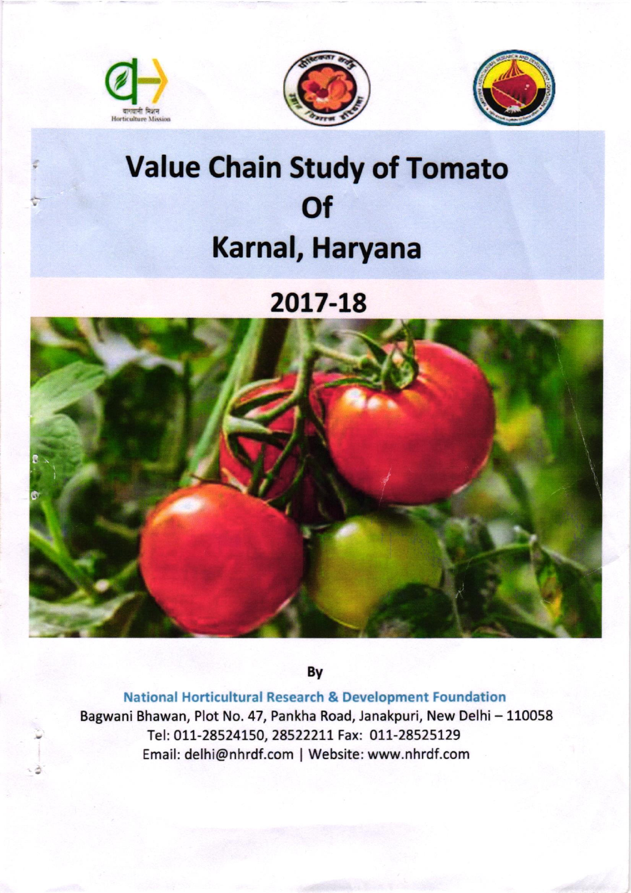बागवानी मिशन
Horticulture Mission

# Value Chain Study of Tomato Of Karnal, Haryana

## 2017-18

By

**National Horticultural Research & Development Foundation**

Bagwani Bhawan, Plot No. 47, Pankha Road, Janakpuri, New Delhi – 110058

Tel: 011-28524150, 28522211 Fax: 011-28525129

Email: delhi@nhrdf.com | Website: www.nhrdf.com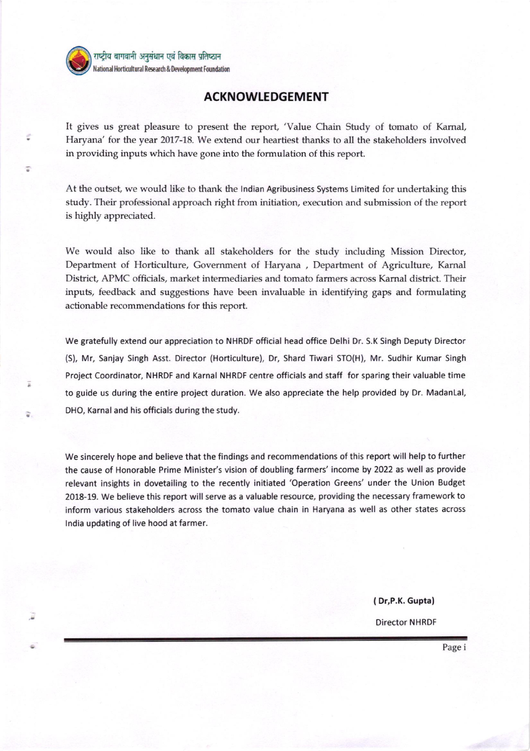राष्ट्रीय बागवानी अनुसंधान एवं विकास प्रतिष्ठान
National Horticultural Research & Development Foundation

## ACKNOWLEDGEMENT

It gives us great pleasure to present the report, 'Value Chain Study of tomato of Karnal, Haryana' for the year 2017-18. We extend our heartiest thanks to all the stakeholders involved in providing inputs which have gone into the formulation of this report.

At the outset, we would like to thank the Indian Agribusiness Systems Limited for undertaking this study. Their professional approach right from initiation, execution and submission of the report is highly appreciated.

We would also like to thank all stakeholders for the study including Mission Director, Department of Horticulture, Government of Haryana , Department of Agriculture, Karnal District, APMC officials, market intermediaries and tomato farmers across Karnal district. Their inputs, feedback and suggestions have been invaluable in identifying gaps and formulating actionable recommendations for this report.

We gratefully extend our appreciation to NHRDF official head office Delhi Dr. S.K Singh Deputy Director (S), Mr, Sanjay Singh Asst. Director (Horticulture), Dr, Shard Tiwari STO(H), Mr. Sudhir Kumar Singh Project Coordinator, NHRDF and Karnal NHRDF centre officials and staff for sparing their valuable time to guide us during the entire project duration. We also appreciate the help provided by Dr. MadanLal, DHO, Karnal and his officials during the study.

We sincerely hope and believe that the findings and recommendations of this report will help to further the cause of Honorable Prime Minister's vision of doubling farmers' income by 2022 as well as provide relevant insights in dovetailing to the recently initiated 'Operation Greens' under the Union Budget 2018-19. We believe this report will serve as a valuable resource, providing the necessary framework to inform various stakeholders across the tomato value chain in Haryana as well as other states across India updating of live hood at farmer.

**( Dr,P.K. Gupta)**

Director NHRDF